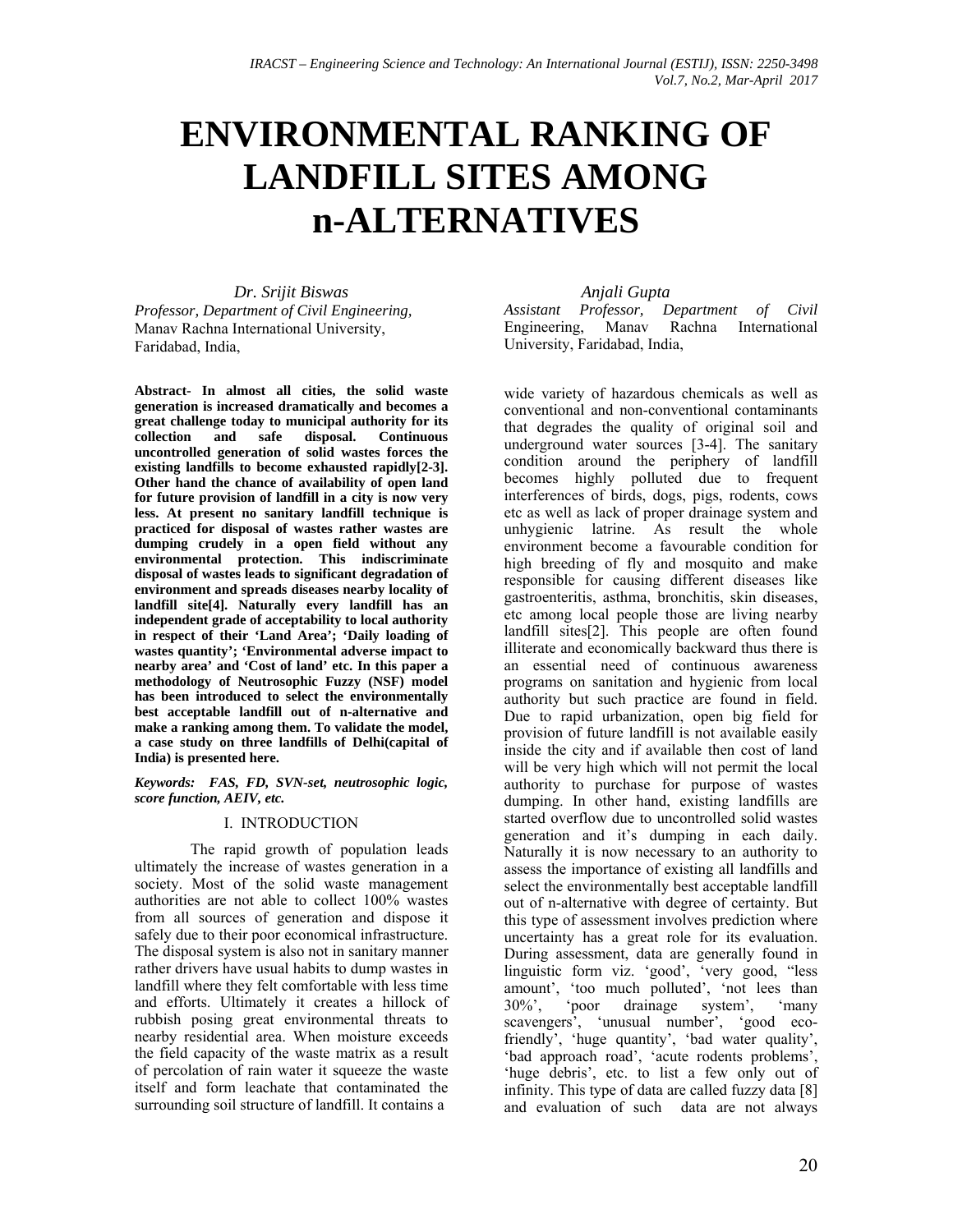# ENVIRONMENTAL RANKING OF LANDFILL SITES AMONG n-ALTERNATIVES

*Dr. Srijit Biswas*
*Professor, Department of Civil Engineering,*
Manav Rachna International University,
Faridabad, India,

*Anjali Gupta*
*Assistant Professor, Department of Civil* Engineering, Manav Rachna International University, Faridabad, India,

**Abstract- In almost all cities, the solid waste generation is increased dramatically and becomes a great challenge today to municipal authority for its collection and safe disposal. Continuous uncontrolled generation of solid wastes forces the existing landfills to become exhausted rapidly[2-3]. Other hand the chance of availability of open land for future provision of landfill in a city is now very less. At present no sanitary landfill technique is practiced for disposal of wastes rather wastes are dumping crudely in a open field without any environmental protection. This indiscriminate disposal of wastes leads to significant degradation of environment and spreads diseases nearby locality of landfill site[4]. Naturally every landfill has an independent grade of acceptability to local authority in respect of their 'Land Area'; 'Daily loading of wastes quantity'; 'Environmental adverse impact to nearby area' and 'Cost of land' etc. In this paper a methodology of Neutrosophic Fuzzy (NSF) model has been introduced to select the environmentally best acceptable landfill out of n-alternative and make a ranking among them. To validate the model, a case study on three landfills of Delhi(capital of India) is presented here.**

***Keywords: FAS, FD, SVN-set, neutrosophic logic, score function, AEIV, etc.***

## I. INTRODUCTION

The rapid growth of population leads ultimately the increase of wastes generation in a society. Most of the solid waste management authorities are not able to collect 100% wastes from all sources of generation and dispose it safely due to their poor economical infrastructure. The disposal system is also not in sanitary manner rather drivers have usual habits to dump wastes in landfill where they felt comfortable with less time and efforts. Ultimately it creates a hillock of rubbish posing great environmental threats to nearby residential area. When moisture exceeds the field capacity of the waste matrix as a result of percolation of rain water it squeeze the waste itself and form leachate that contaminated the surrounding soil structure of landfill. It contains a wide variety of hazardous chemicals as well as conventional and non-conventional contaminants that degrades the quality of original soil and underground water sources [3-4]. The sanitary condition around the periphery of landfill becomes highly polluted due to frequent interferences of birds, dogs, pigs, rodents, cows etc as well as lack of proper drainage system and unhygienic latrine. As result the whole environment become a favourable condition for high breeding of fly and mosquito and make responsible for causing different diseases like gastroenteritis, asthma, bronchitis, skin diseases, etc among local people those are living nearby landfill sites[2]. This people are often found illiterate and economically backward thus there is an essential need of continuous awareness programs on sanitation and hygienic from local authority but such practice are found in field. Due to rapid urbanization, open big field for provision of future landfill is not available easily inside the city and if available then cost of land will be very high which will not permit the local authority to purchase for purpose of wastes dumping. In other hand, existing landfills are started overflow due to uncontrolled solid wastes generation and it's dumping in each daily. Naturally it is now necessary to an authority to assess the importance of existing all landfills and select the environmentally best acceptable landfill out of n-alternative with degree of certainty. But this type of assessment involves prediction where uncertainty has a great role for its evaluation. During assessment, data are generally found in linguistic form viz. 'good', 'very good, "less amount', 'too much polluted', 'not lees than 30%', 'poor drainage system', 'many scavengers', 'unusual number', 'good eco-friendly', 'huge quantity', 'bad water quality', 'bad approach road', 'acute rodents problems', 'huge debris', etc. to list a few only out of infinity. This type of data are called fuzzy data [8] and evaluation of such data are not always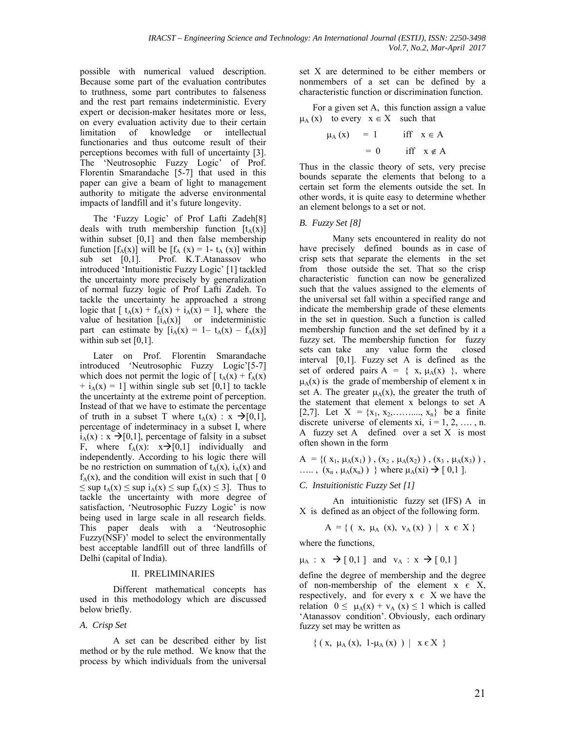possible with numerical valued description. Because some part of the evaluation contributes to truthness, some part contributes to falseness and the rest part remains indeterministic. Every expert or decision-maker hesitates more or less, on every evaluation activity due to their certain limitation of knowledge or intellectual functionaries and thus outcome result of their perceptions becomes with full of uncertainty [3]. The 'Neutrosophic Fuzzy Logic' of Prof. Florentin Smarandache [5-7] that used in this paper can give a beam of light to management authority to mitigate the adverse environmental impacts of landfill and it's future longevity.

The 'Fuzzy Logic' of Prof Lafti Zadeh[8] deals with truth membership function [$t_A(x)$] within subset [0,1] and then false membership function [$f_A(x)$] will be [$f_A(x) = 1 - t_A(x)$] within sub set [0,1]. Prof. K.T.Atanassov who introduced 'Intuitionistic Fuzzy Logic' [1] tackled the uncertainty more precisely by generalization of normal fuzzy logic of Prof Lafti Zadeh. To tackle the uncertainty he approached a strong logic that [ $t_A(x) + f_A(x) + i_A(x) = 1$], where the value of hesitation [$i_A(x)$] or indeterministic part can estimate by [$i_A(x) = 1 - t_A(x) - f_A(x)$] within sub set [0,1].

Later on Prof. Florentin Smarandache introduced 'Neutrosophic Fuzzy Logic'[5-7] which does not permit the logic of [ $t_A(x) + f_A(x) + i_A(x) = 1$] within single sub set [0,1] to tackle the uncertainty at the extreme point of perception. Instead of that we have to estimate the percentage of truth in a subset T where $t_A(x) : x \rightarrow [0,1]$, percentage of indeterminacy in a subset I, where $i_A(x) : x \rightarrow [0,1]$, percentage of falsity in a subset F, where $f_A(x): x \rightarrow [0,1]$ individually and independently. According to his logic there will be no restriction on summation of $t_A(x)$, $i_A(x)$ and $f_A(x)$, and the condition will exist in such that [ $0 \leq \sup t_A(x) \leq \sup i_A(x) \leq \sup f_A(x) \leq 3$]. Thus to tackle the uncertainty with more degree of satisfaction, 'Neutrosophic Fuzzy Logic' is now being used in large scale in all research fields. This paper deals with a 'Neutrosophic Fuzzy(NSF)' model to select the environmentally best acceptable landfill out of three landfills of Delhi (capital of India).

## II. PRELIMINARIES

Different mathematical concepts has used in this methodology which are discussed below briefly.

### *A. Crisp Set*

A set can be described either by list method or by the rule method. We know that the process by which individuals from the universal set X are determined to be either members or nonmembers of a set can be defined by a characteristic function or discrimination function.

For a given set A, this function assign a value $\mu_A(x)$ to every $x \in X$ such that

$$\mu_A(x) = 1 \quad \text{iff} \quad x \in A$$
$$= 0 \quad \text{iff} \quad x \notin A$$

Thus in the classic theory of sets, very precise bounds separate the elements that belong to a certain set form the elements outside the set. In other words, it is quite easy to determine whether an element belongs to a set or not.

### *B. Fuzzy Set [8]*

Many sets encountered in reality do not have precisely defined bounds as in case of crisp sets that separate the elements in the set from those outside the set. That so the crisp characteristic function can now be generalized such that the values assigned to the elements of the universal set fall within a specified range and indicate the membership grade of these elements in the set in question. Such a function is called membership function and the set defined by it a fuzzy set. The membership function for fuzzy sets can take any value form the closed interval [0,1]. Fuzzy set A is defined as the set of ordered pairs $A = \{ x, \mu_A(x) \}$, where $\mu_A(x)$ is the grade of membership of element x in set A. The greater $\mu_A(x)$, the greater the truth of the statement that element x belongs to set A [2,7]. Let $X = \{x_1, x_2, \ldots, x_n\}$ be a finite discrete universe of elements $x_i$, $i = 1, 2, \ldots, n$. A fuzzy set A defined over a set X is most often shown in the form

$A = \{( x_1, \mu_A(x_1) ), (x_2, \mu_A(x_2) ), (x_3, \mu_A(x_3) ), \ldots, (x_n, \mu_A(x_n) ) \}$ where $\mu_A(xi) \rightarrow [0,1]$.

### *C. Instuitionistic Fuzzy Set [1]*

An intuitionistic fuzzy set (IFS) A in X is defined as an object of the following form.

$$A = \{ ( x, \mu_A(x), v_A(x) ) \mid x \in X \}$$

where the functions,

$\mu_A : x \rightarrow [0,1]$ and $v_A : x \rightarrow [0,1]$

define the degree of membership and the degree of non-membership of the element $x \in X$, respectively, and for every $x \in X$ we have the relation $0 \leq \mu_A(x) + v_A(x) \leq 1$ which is called 'Atanassov condition'. Obviously, each ordinary fuzzy set may be written as

$$\{ ( x, \mu_A(x), 1-\mu_A(x) ) \mid x \in X \}$$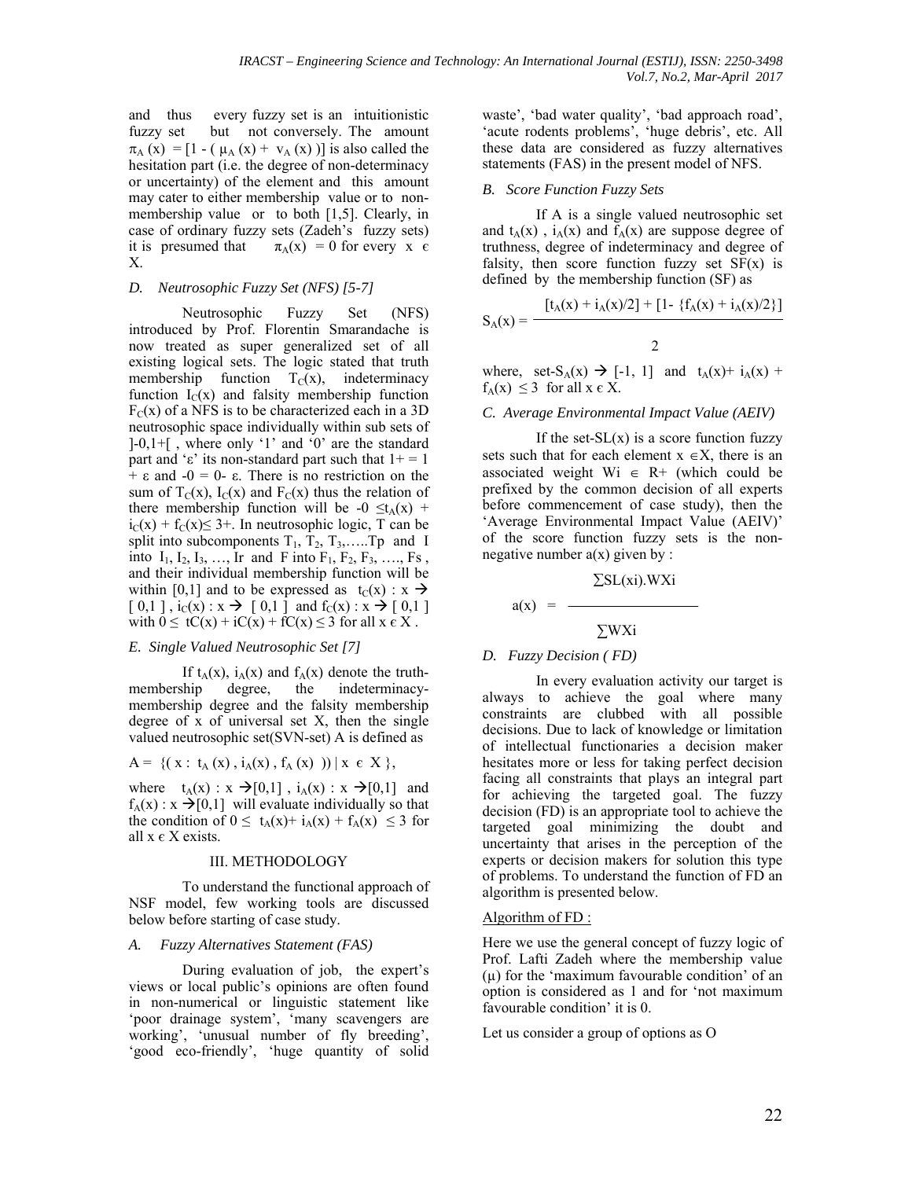and thus every fuzzy set is an intuitionistic fuzzy set but not conversely. The amount $\pi_A(x) = [1 - (\mu_A(x) + v_A(x))]$ is also called the hesitation part (i.e. the degree of non-determinacy or uncertainty) of the element and this amount may cater to either membership value or to non-membership value or to both [1,5]. Clearly, in case of ordinary fuzzy sets (Zadeh's fuzzy sets) it is presumed that $\pi_A(x) = 0$ for every $x \in X$.

### *D. Neutrosophic Fuzzy Set (NFS) [5-7]*

Neutrosophic Fuzzy Set (NFS) introduced by Prof. Florentin Smarandache is now treated as super generalized set of all existing logical sets. The logic stated that truth membership function $T_C(x)$, indeterminacy function $I_C(x)$ and falsity membership function $F_C(x)$ of a NFS is to be characterized each in a 3D neutrosophic space individually within sub sets of ]-0,1+[ , where only '1' and '0' are the standard part and 'ε' its non-standard part such that $1+ = 1 + \varepsilon$ and $-0 = 0- \varepsilon$. There is no restriction on the sum of $T_C(x)$, $I_C(x)$ and $F_C(x)$ thus the relation of there membership function will be $-0 \leq t_A(x) + i_C(x) + f_C(x) \leq 3+$. In neutrosophic logic, T can be split into subcomponents $T_1, T_2, T_3, \ldots T_p$ and I into $I_1, I_2, I_3, \ldots, I_r$ and F into $F_1, F_2, F_3, \ldots, F_s$, and their individual membership function will be within [0,1] and to be expressed as $t_C(x) : x \rightarrow [0,1]$, $i_C(x) : x \rightarrow [0,1]$ and $f_C(x) : x \rightarrow [0,1]$ with $0 \leq tC(x) + iC(x) + fC(x) \leq 3$ for all $x \in X$.

### *E. Single Valued Neutrosophic Set [7]*

If $t_A(x)$, $i_A(x)$ and $f_A(x)$ denote the truth-membership degree, the indeterminacy-membership degree and the falsity membership degree of x of universal set X, then the single valued neutrosophic set(SVN-set) A is defined as

$$A = \{( x : t_A(x), i_A(x), f_A(x) ) \mid x \in X \},$$

where $t_A(x) : x \rightarrow [0,1]$, $i_A(x) : x \rightarrow [0,1]$ and $f_A(x) : x \rightarrow [0,1]$ will evaluate individually so that the condition of $0 \leq t_A(x) + i_A(x) + f_A(x) \leq 3$ for all $x \in X$ exists.

## III. METHODOLOGY

To understand the functional approach of NSF model, few working tools are discussed below before starting of case study.

### *A. Fuzzy Alternatives Statement (FAS)*

During evaluation of job, the expert's views or local public's opinions are often found in non-numerical or linguistic statement like 'poor drainage system', 'many scavengers are working', 'unusual number of fly breeding', 'good eco-friendly', 'huge quantity of solid waste', 'bad water quality', 'bad approach road', 'acute rodents problems', 'huge debris', etc. All these data are considered as fuzzy alternatives statements (FAS) in the present model of NFS.

### *B. Score Function Fuzzy Sets*

If A is a single valued neutrosophic set and $t_A(x)$, $i_A(x)$ and $f_A(x)$ are suppose degree of truthness, degree of indeterminacy and degree of falsity, then score function fuzzy set SF(x) is defined by the membership function (SF) as

$$S_A(x) = \frac{[t_A(x) + i_A(x)/2] + [1- \{f_A(x) + i_A(x)/2\}]}{2}$$

where, set-$S_A(x) \rightarrow [-1, 1]$ and $t_A(x) + i_A(x) + f_A(x) \leq 3$ for all $x \in X$.

### *C. Average Environmental Impact Value (AEIV)*

If the set-SL(x) is a score function fuzzy sets such that for each element $x \in X$, there is an associated weight $W_i \in R+$ (which could be prefixed by the common decision of all experts before commencement of case study), then the 'Average Environmental Impact Value (AEIV)' of the score function fuzzy sets is the non-negative number a(x) given by :

$$a(x) = \frac{\sum SL(xi).WXi}{\sum WXi}$$

### *D. Fuzzy Decision ( FD)*

In every evaluation activity our target is always to achieve the goal where many constraints are clubbed with all possible decisions. Due to lack of knowledge or limitation of intellectual functionaries a decision maker hesitates more or less for taking perfect decision facing all constraints that plays an integral part for achieving the targeted goal. The fuzzy decision (FD) is an appropriate tool to achieve the targeted goal minimizing the doubt and uncertainty that arises in the perception of the experts or decision makers for solution this type of problems. To understand the function of FD an algorithm is presented below.

Algorithm of FD :

Here we use the general concept of fuzzy logic of Prof. Lafti Zadeh where the membership value (μ) for the 'maximum favourable condition' of an option is considered as 1 and for 'not maximum favourable condition' it is 0.

Let us consider a group of options as O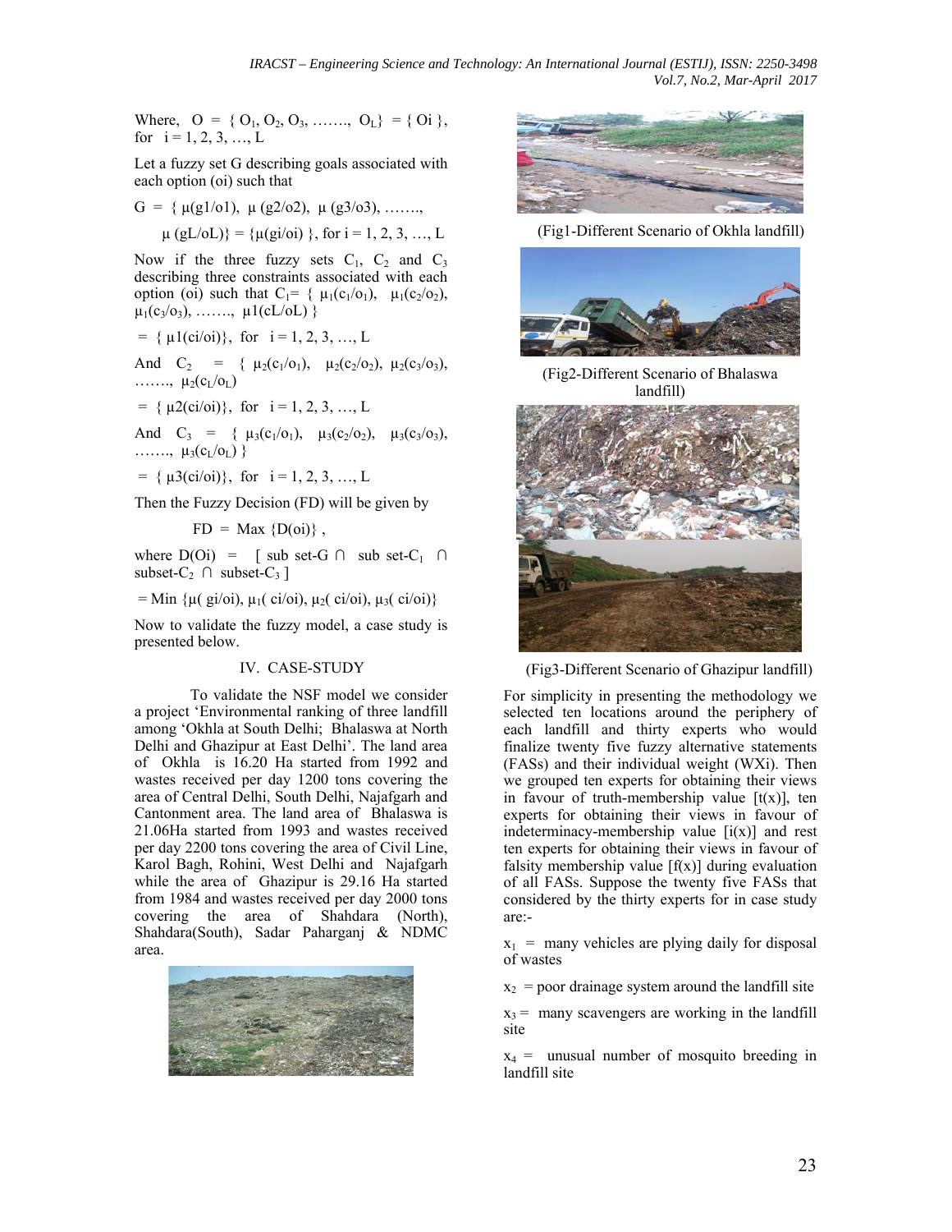Where, $O = \{ O_1, O_2, O_3, \ldots\ldots, O_L\} = \{ Oi \}$, for $i = 1, 2, 3, \ldots, L$

Let a fuzzy set G describing goals associated with each option (oi) such that

$G = \{ \mu(g1/o1), \mu(g2/o2), \mu(g3/o3), \ldots\ldots,$

$\mu(gL/oL)\} = \{\mu(gi/oi)\}$, for $i = 1, 2, 3, \ldots, L$

Now if the three fuzzy sets $C_1$, $C_2$ and $C_3$ describing three constraints associated with each option (oi) such that $C_1 = \{ \mu_1(c_1/o_1), \mu_1(c_2/o_2), \mu_1(c_3/o_3), \ldots\ldots, \mu 1(cL/oL) \}$

$= \{ \mu 1(ci/oi)\}$, for $i = 1, 2, 3, \ldots, L$

And $C_2 = \{ \mu_2(c_1/o_1), \mu_2(c_2/o_2), \mu_2(c_3/o_3), \ldots\ldots, \mu_2(c_L/o_L)$

$= \{ \mu 2(ci/oi)\}$, for $i = 1, 2, 3, \ldots, L$

And $C_3 = \{ \mu_3(c_1/o_1), \mu_3(c_2/o_2), \mu_3(c_3/o_3), \ldots\ldots, \mu_3(c_L/o_L) \}$

$= \{ \mu 3(ci/oi)\}$, for $i = 1, 2, 3, \ldots, L$

Then the Fuzzy Decision (FD) will be given by

$$FD = Max \{D(oi)\},$$

where $D(Oi) = [$ sub set-G $\cap$ sub set-$C_1$ $\cap$ subset-$C_2$ $\cap$ subset-$C_3$ $]$

$= Min \{\mu(gi/oi), \mu_1(ci/oi), \mu_2(ci/oi), \mu_3(ci/oi)\}$

Now to validate the fuzzy model, a case study is presented below.

## IV. CASE-STUDY

To validate the NSF model we consider a project 'Environmental ranking of three landfill among 'Okhla at South Delhi; Bhalaswa at North Delhi and Ghazipur at East Delhi'. The land area of Okhla is 16.20 Ha started from 1992 and wastes received per day 1200 tons covering the area of Central Delhi, South Delhi, Najafgarh and Cantonment area. The land area of Bhalaswa is 21.06Ha started from 1993 and wastes received per day 2200 tons covering the area of Civil Line, Karol Bagh, Rohini, West Delhi and Najafgarh while the area of Ghazipur is 29.16 Ha started from 1984 and wastes received per day 2000 tons covering the area of Shahdara (North), Shahdara(South), Sadar Paharganj & NDMC area.

(Fig1-Different Scenario of Okhla landfill)

(Fig2-Different Scenario of Bhalaswa landfill)

(Fig3-Different Scenario of Ghazipur landfill)

For simplicity in presenting the methodology we selected ten locations around the periphery of each landfill and thirty experts who would finalize twenty five fuzzy alternative statements (FASs) and their individual weight (WXi). Then we grouped ten experts for obtaining their views in favour of truth-membership value [t(x)], ten experts for obtaining their views in favour of indeterminacy-membership value [i(x)] and rest ten experts for obtaining their views in favour of falsity membership value [f(x)] during evaluation of all FASs. Suppose the twenty five FASs that considered by the thirty experts for in case study are:-

$x_1$ = many vehicles are plying daily for disposal of wastes

$x_2$ = poor drainage system around the landfill site

$x_3$ = many scavengers are working in the landfill site

$x_4$ = unusual number of mosquito breeding in landfill site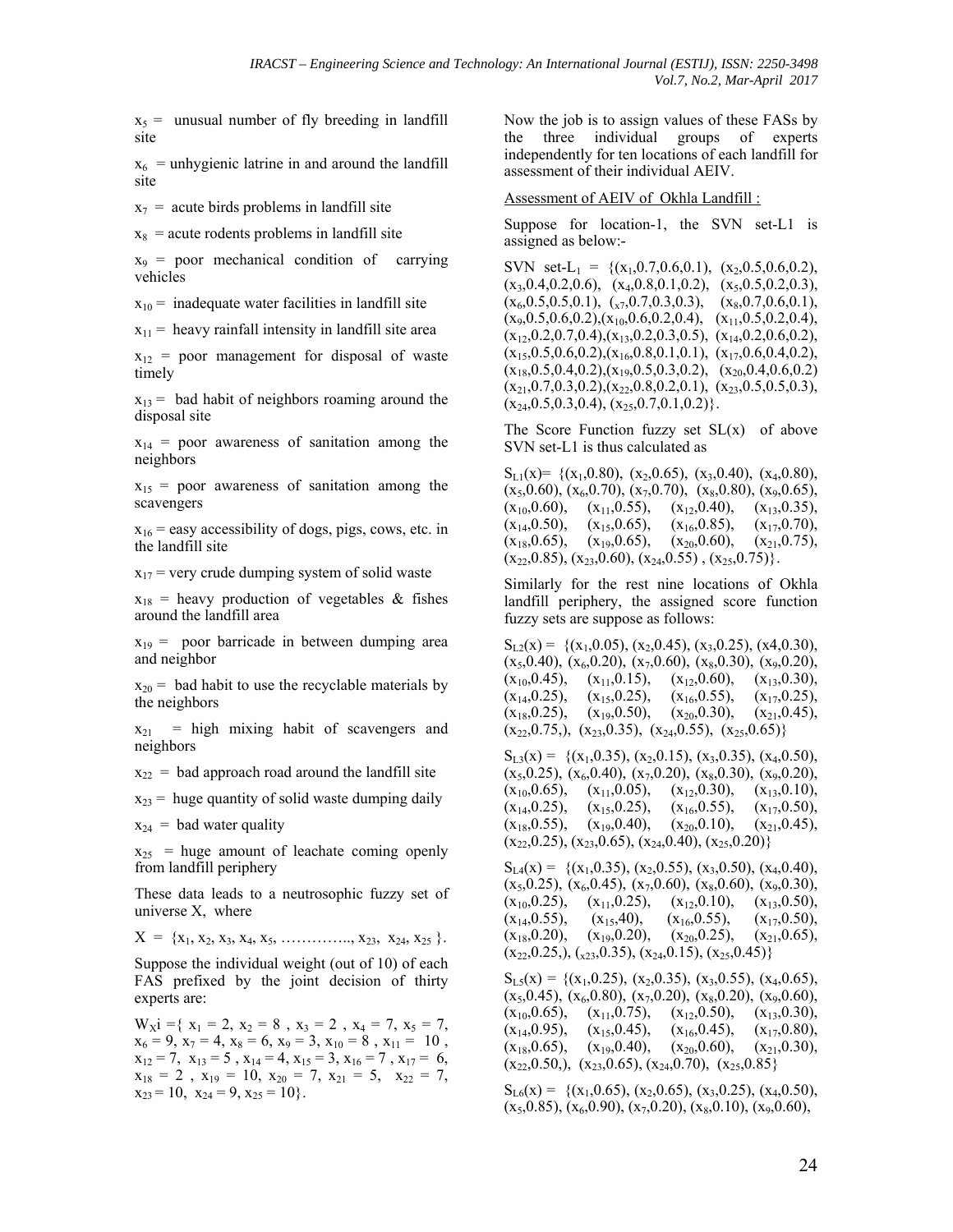$x_5$ = unusual number of fly breeding in landfill site

$x_6$ = unhygienic latrine in and around the landfill site

$x_7$ = acute birds problems in landfill site

$x_8$ = acute rodents problems in landfill site

$x_9$ = poor mechanical condition of carrying vehicles

$x_{10}$ = inadequate water facilities in landfill site

$x_{11}$ = heavy rainfall intensity in landfill site area

$x_{12}$ = poor management for disposal of waste timely

$x_{13}$ = bad habit of neighbors roaming around the disposal site

$x_{14}$ = poor awareness of sanitation among the neighbors

$x_{15}$ = poor awareness of sanitation among the scavengers

$x_{16}$ = easy accessibility of dogs, pigs, cows, etc. in the landfill site

$x_{17}$ = very crude dumping system of solid waste

$x_{18}$ = heavy production of vegetables & fishes around the landfill area

$x_{19}$ = poor barricade in between dumping area and neighbor

$x_{20}$ = bad habit to use the recyclable materials by the neighbors

$x_{21}$ = high mixing habit of scavengers and neighbors

$x_{22}$ = bad approach road around the landfill site

$x_{23}$ = huge quantity of solid waste dumping daily

$x_{24}$ = bad water quality

$x_{25}$ = huge amount of leachate coming openly from landfill periphery

These data leads to a neutrosophic fuzzy set of universe X, where

$X = \{x_1, x_2, x_3, x_4, x_5, \ldots\ldots\ldots\ldots.., x_{23}, x_{24}, x_{25}\}$.

Suppose the individual weight (out of 10) of each FAS prefixed by the joint decision of thirty experts are:

$W_X i = \{ x_1 = 2,\ x_2 = 8,\ x_3 = 2,\ x_4 = 7,\ x_5 = 7,\ x_6 = 9,\ x_7 = 4,\ x_8 = 6,\ x_9 = 3,\ x_{10} = 8,\ x_{11} = 10,\ x_{12} = 7,\ x_{13} = 5,\ x_{14} = 4,\ x_{15} = 3,\ x_{16} = 7,\ x_{17} = 6,\ x_{18} = 2,\ x_{19} = 10,\ x_{20} = 7,\ x_{21} = 5,\ x_{22} = 7,\ x_{23} = 10,\ x_{24} = 9,\ x_{25} = 10\}$.

Now the job is to assign values of these FASs by the three individual groups of experts independently for ten locations of each landfill for assessment of their individual AEIV.

Assessment of AEIV of Okhla Landfill :

Suppose for location-1, the SVN set-L1 is assigned as below:-

SVN set-$L_1$ = $\{(x_1,0.7,0.6,0.1),\ (x_2,0.5,0.6,0.2),\ (x_3,0.4,0.2,0.6),\ (x_4,0.8,0.1,0.2),\ (x_5,0.5,0.2,0.3),\ (x_6,0.5,0.5,0.1),\ (x_7,0.7,0.3,0.3),\ (x_8,0.7,0.6,0.1),\ (x_9,0.5,0.6,0.2),(x_{10},0.6,0.2,0.4),\ (x_{11},0.5,0.2,0.4),\ (x_{12},0.2,0.7,0.4),(x_{13},0.2,0.3,0.5),\ (x_{14},0.2,0.6,0.2),\ (x_{15},0.5,0.6,0.2),(x_{16},0.8,0.1,0.1),\ (x_{17},0.6,0.4,0.2),\ (x_{18},0.5,0.4,0.2),(x_{19},0.5,0.3,0.2),\ (x_{20},0.4,0.6,0.2)\ (x_{21},0.7,0.3,0.2),(x_{22},0.8,0.2,0.1),\ (x_{23},0.5,0.5,0.3),\ (x_{24},0.5,0.3,0.4),\ (x_{25},0.7,0.1,0.2)\}$.

The Score Function fuzzy set SL(x) of above SVN set-L1 is thus calculated as

$S_{L1}(x)= \{(x_1,0.80),\ (x_2,0.65),\ (x_3,0.40),\ (x_4,0.80),\ (x_5,0.60),\ (x_6,0.70),\ (x_7,0.70),\ (x_8,0.80),\ (x_9,0.65),\ (x_{10},0.60),\ (x_{11},0.55),\ (x_{12},0.40),\ (x_{13},0.35),\ (x_{14},0.50),\ (x_{15},0.65),\ (x_{16},0.85),\ (x_{17},0.70),\ (x_{18},0.65),\ (x_{19},0.65),\ (x_{20},0.60),\ (x_{21},0.75),\ (x_{22},0.85),\ (x_{23},0.60),\ (x_{24},0.55),\ (x_{25},0.75)\}$.

Similarly for the rest nine locations of Okhla landfill periphery, the assigned score function fuzzy sets are suppose as follows:

$S_{L2}(x) = \{(x_1,0.05),\ (x_2,0.45),\ (x_3,0.25),\ (x4,0.30),\ (x_5,0.40),\ (x_6,0.20),\ (x_7,0.60),\ (x_8,0.30),\ (x_9,0.20),\ (x_{10},0.45),\ (x_{11},0.15),\ (x_{12},0.60),\ (x_{13},0.30),\ (x_{14},0.25),\ (x_{15},0.25),\ (x_{16},0.55),\ (x_{17},0.25),\ (x_{18},0.25),\ (x_{19},0.50),\ (x_{20},0.30),\ (x_{21},0.45),\ (x_{22},0.75,),\ (x_{23},0.35),\ (x_{24},0.55),\ (x_{25},0.65)\}$

$S_{L3}(x) = \{(x_1,0.35),\ (x_2,0.15),\ (x_3,0.35),\ (x_4,0.50),\ (x_5,0.25),\ (x_6,0.40),\ (x_7,0.20),\ (x_8,0.30),\ (x_9,0.20),\ (x_{10},0.65),\ (x_{11},0.05),\ (x_{12},0.30),\ (x_{13},0.10),\ (x_{14},0.25),\ (x_{15},0.25),\ (x_{16},0.55),\ (x_{17},0.50),\ (x_{18},0.55),\ (x_{19},0.40),\ (x_{20},0.10),\ (x_{21},0.45),\ (x_{22},0.25),\ (x_{23},0.65),\ (x_{24},0.40),\ (x_{25},0.20)\}$

$S_{L4}(x) = \{(x_1,0.35),\ (x_2,0.55),\ (x_3,0.50),\ (x_4,0.40),\ (x_5,0.25),\ (x_6,0.45),\ (x_7,0.60),\ (x_8,0.60),\ (x_9,0.30),\ (x_{10},0.25),\ (x_{11},0.25),\ (x_{12},0.10),\ (x_{13},0.50),\ (x_{14},0.55),\ (x_{15},40),\ (x_{16},0.55),\ (x_{17},0.50),\ (x_{18},0.20),\ (x_{19},0.20),\ (x_{20},0.25),\ (x_{21},0.65),\ (x_{22},0.25,),\ (x_{23},0.35),\ (x_{24},0.15),\ (x_{25},0.45)\}$

$S_{L5}(x) = \{(x_1,0.25),\ (x_2,0.35),\ (x_3,0.55),\ (x_4,0.65),\ (x_5,0.45),\ (x_6,0.80),\ (x_7,0.20),\ (x_8,0.20),\ (x_9,0.60),\ (x_{10},0.65),\ (x_{11},0.75),\ (x_{12},0.50),\ (x_{13},0.30),\ (x_{14},0.95),\ (x_{15},0.45),\ (x_{16},0.45),\ (x_{17},0.80),\ (x_{18},0.65),\ (x_{19},0.40),\ (x_{20},0.60),\ (x_{21},0.30),\ (x_{22},0.50,),\ (x_{23},0.65),\ (x_{24},0.70),\ (x_{25},0.85\}$

$S_{L6}(x) = \{(x_1,0.65),\ (x_2,0.65),\ (x_3,0.25),\ (x_4,0.50),\ (x_5,0.85),\ (x_6,0.90),\ (x_7,0.20),\ (x_8,0.10),\ (x_9,0.60),$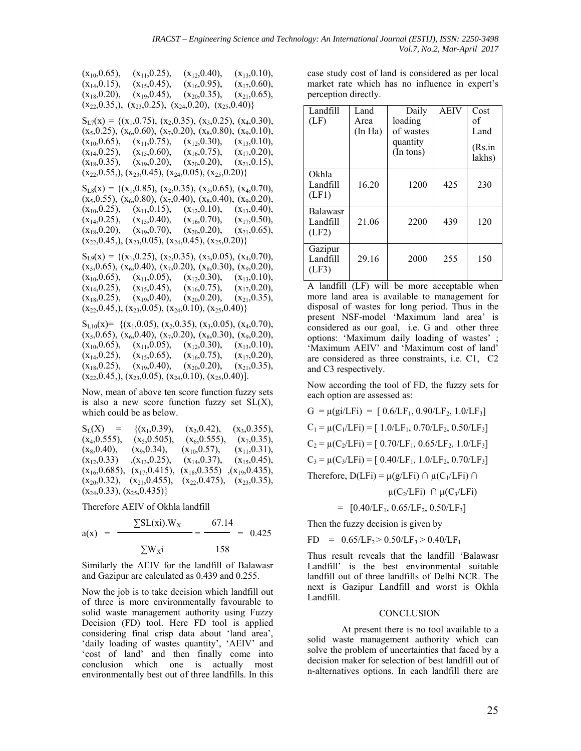$(x_{10},0.65)$, $(x_{11},0.25)$, $(x_{12},0.40)$, $(x_{13},0.10)$, $(x_{14},0.15)$, $(x_{15},0.45)$, $(x_{16},0.95)$, $(x_{17},0.60)$, $(x_{18},0.20)$, $(x_{19},0.45)$, $(x_{20},0.35)$, $(x_{21},0.65)$, $(x_{22},0.35,)$, $(x_{23},0.25)$, $(x_{24},0.20)$, $(x_{25},0.40)\}$

$S_{L7}(x) = \{(x_1,0.75)$, $(x_2,0.35)$, $(x_3,0.25)$, $(x_4,0.30)$, $(x_5,0.25)$, $(x_6,0.60)$, $(x_7,0.20)$, $(x_8,0.80)$, $(x_9,0.10)$, $(x_{10},0.65)$, $(x_{11},0.75)$, $(x_{12},0.30)$, $(x_{13},0.10)$, $(x_{14},0.25)$, $(x_{15},0.60)$, $(x_{16},0.75)$, $(x_{17},0.20)$, $(x_{18},0.35)$, $(x_{19},0.20)$, $(x_{20},0.20)$, $(x_{21},0.15)$, $(x_{22},0.55,)$, $(x_{23},0.45)$, $(x_{24},0.05)$, $(x_{25},0.20)\}$

$S_{L8}(x) = \{(x_1,0.85)$, $(x_2,0.35)$, $(x_3,0.65)$, $(x_4,0.70)$, $(x_5,0.55)$, $(x_6,0.80)$, $(x_7,0.40)$, $(x_8,0.40)$, $(x_9,0.20)$, $(x_{10},0.25)$, $(x_{11},0.15)$, $(x_{12},0.10)$, $(x_{13},0.40)$, $(x_{14},0.25)$, $(x_{15},0.40)$, $(x_{16},0.70)$, $(x_{17},0.50)$, $(x_{18},0.20)$, $(x_{19},0.70)$, $(x_{20},0.20)$, $(x_{21},0.65)$, $(x_{22},0.45,)$, $(x_{23},0.05)$, $(x_{24},0.45)$, $(x_{25},0.20)\}$

$S_{L9}(x) = \{(x_1,0.25)$, $(x_2,0.35)$, $(x_3,0.05)$, $(x_4,0.70)$, $(x_5,0.65)$, $(x_6,0.40)$, $(x_7,0.20)$, $(x_8,0.30)$, $(x_9,0.20)$, $(x_{10},0.65)$, $(x_{11},0.05)$, $(x_{12},0.30)$, $(x_{13},0.10)$, $(x_{14},0.25)$, $(x_{15},0.45)$, $(x_{16},0.75)$, $(x_{17},0.20)$, $(x_{18},0.25)$, $(x_{19},0.40)$, $(x_{20},0.20)$, $(x_{21},0.35)$, $(x_{22},0.45,)$, $(x_{23},0.05)$, $(x_{24},0.10)$, $(x_{25},0.40)\}$

$S_{L10}(x)= \{(x_1,0.05)$, $(x_2,0.35)$, $(x_3,0.05)$, $(x_4,0.70)$, $(x_5,0.65)$, $(x_6,0.40)$, $(x_7,0.20)$, $(x_8,0.30)$, $(x_9,0.20)$, $(x_{10},0.65)$, $(x_{11},0.05)$, $(x_{12},0.30)$, $(x_{13},0.10)$, $(x_{14},0.25)$, $(x_{15},0.65)$, $(x_{16},0.75)$, $(x_{17},0.20)$, $(x_{18},0.25)$, $(x_{19},0.40)$, $(x_{20},0.20)$, $(x_{21},0.35)$, $(x_{22},0.45,)$, $(x_{23},0.05)$, $(x_{24},0.10)$, $(x_{25},0.40)]$.

Now, mean of above ten score function fuzzy sets is also a new score function fuzzy set SL(X), which could be as below.

$S_L(X) = \{(x_1,0.39)$, $(x_2,0.42)$, $(x_3,0.355)$, $(x_4,0.555)$, $(x_5,0.505)$, $(x_6,0.555)$, $(x_7,0.35)$, $(x_8,0.40)$, $(x_9,0.34)$, $(x_{10},0.57)$, $(x_{11},0.31)$, $(x_{12},0.33)$ ,$(x_{13},0.25)$, $(x_{14},0.37)$, $(x_{15},0.45)$, $(x_{16},0.685)$, $(x_{17},0.415)$, $(x_{18},0.355)$ ,$(x_{19},0.435)$, $(x_{20},0.32)$, $(x_{21},0.455)$, $(x_{22},0.475)$, $(x_{23},0.35)$, $(x_{24},0.33)$, $(x_{25},0.435)\}$

Therefore AEIV of Okhla landfill

$$a(x) = \frac{\sum SL(xi).W_X}{\sum W_X i} = \frac{67.14}{158} = 0.425$$

Similarly the AEIV for the landfill of Balawasr and Gazipur are calculated as 0.439 and 0.255.

Now the job is to take decision which landfill out of three is more environmentally favourable to solid waste management authority using Fuzzy Decision (FD) tool. Here FD tool is applied considering final crisp data about 'land area', 'daily loading of wastes quantity', 'AEIV' and 'cost of land' and then finally come into conclusion which one is actually most environmentally best out of three landfills. In this case study cost of land is considered as per local market rate which has no influence in expert's perception directly.

| Landfill (LF) | Land Area (In Ha) | Daily loading of wastes quantity (In tons) | AEIV | Cost of Land (Rs.in lakhs) |
|---|---|---|---|---|
| Okhla Landfill (LF1) | 16.20 | 1200 | 425 | 230 |
| Balawasr Landfill (LF2) | 21.06 | 2200 | 439 | 120 |
| Gazipur Landfill (LF3) | 29.16 | 2000 | 255 | 150 |

A landfill (LF) will be more acceptable when more land area is available to management for disposal of wastes for long period. Thus in the present NSF-model 'Maximum land area' is considered as our goal, i.e. G and other three options: 'Maximum daily loading of wastes' ; 'Maximum AEIV' and 'Maximum cost of land' are considered as three constraints, i.e. C1, C2 and C3 respectively.

Now according the tool of FD, the fuzzy sets for each option are assessed as:

$G = \mu(gi/LFi) = [\ 0.6/LF_1,\ 0.90/LF_2,\ 1.0/LF_3]$

$C_1 = \mu(C_1/LFi) = [\ 1.0/LF_1,\ 0.70/LF_2,\ 0.50/LF_3]$

$C_2 = \mu(C_2/LFi) = [\ 0.70/LF_1,\ 0.65/LF_2,\ 1.0/LF_3]$

$C_3 = \mu(C_3/LFi) = [\ 0.40/LF_1,\ 1.0/LF_2,\ 0.70/LF_3]$

Therefore, $D(LFi) = \mu(g/LFi) \cap \mu(C_1/LFi) \cap \mu(C_2/LFi) \cap \mu(C_3/LFi)$

$= [0.40/LF_1,\ 0.65/LF_2,\ 0.50/LF_3]$

Then the fuzzy decision is given by

$FD = 0.65/LF_2 > 0.50/LF_3 > 0.40/LF_1$

Thus result reveals that the landfill 'Balawasr Landfill' is the best environmental suitable landfill out of three landfills of Delhi NCR. The next is Gazipur Landfill and worst is Okhla Landfill.

## CONCLUSION

At present there is no tool available to a solid waste management authority which can solve the problem of uncertainties that faced by a decision maker for selection of best landfill out of n-alternatives options. In each landfill there are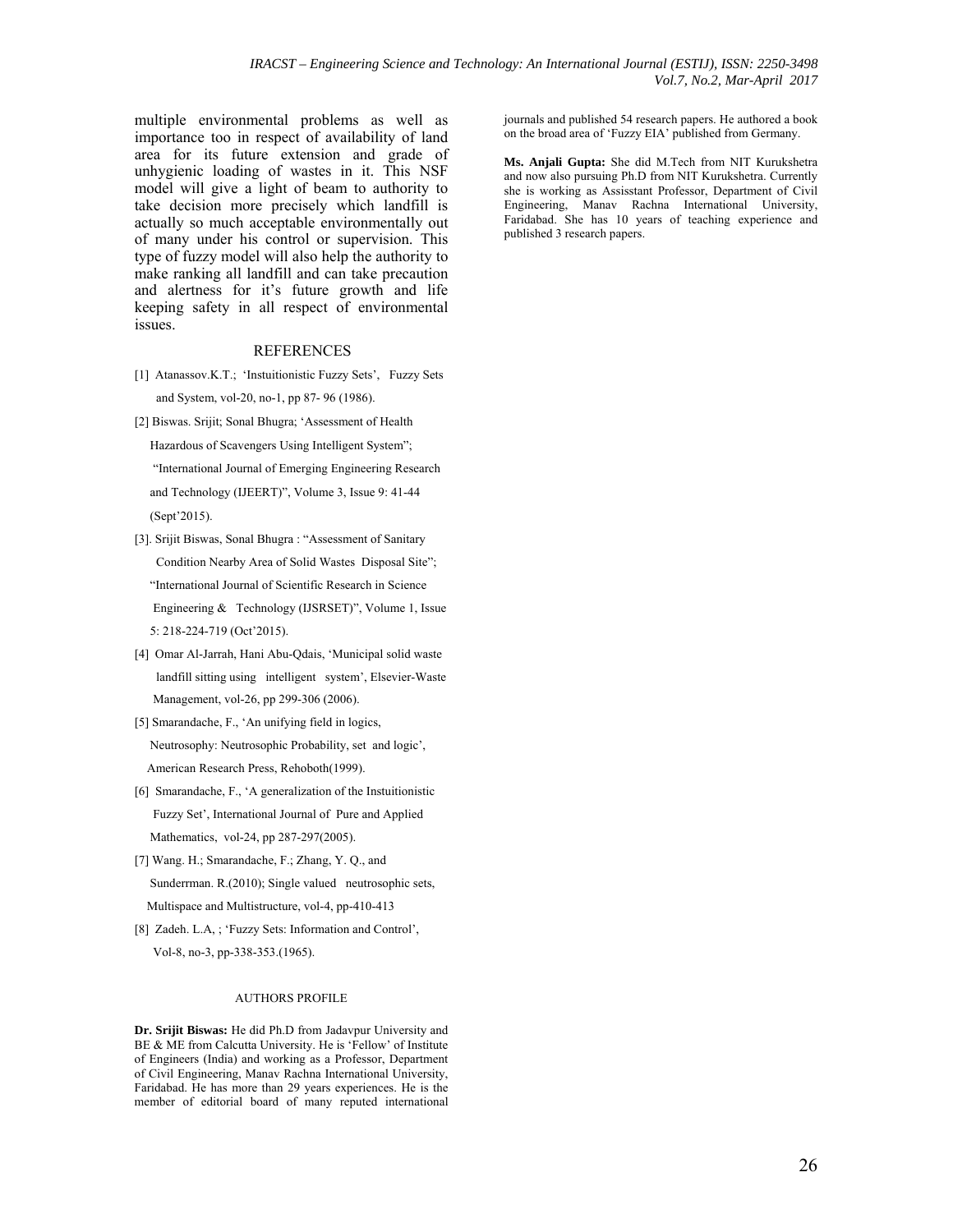multiple environmental problems as well as importance too in respect of availability of land area for its future extension and grade of unhygienic loading of wastes in it. This NSF model will give a light of beam to authority to take decision more precisely which landfill is actually so much acceptable environmentally out of many under his control or supervision. This type of fuzzy model will also help the authority to make ranking all landfill and can take precaution and alertness for it's future growth and life keeping safety in all respect of environmental issues.

## REFERENCES

[1] Atanassov.K.T.; 'Instuitionistic Fuzzy Sets', Fuzzy Sets and System, vol-20, no-1, pp 87- 96 (1986).

[2] Biswas. Srijit; Sonal Bhugra; 'Assessment of Health Hazardous of Scavengers Using Intelligent System"; "International Journal of Emerging Engineering Research and Technology (IJEERT)", Volume 3, Issue 9: 41-44 (Sept'2015).

[3]. Srijit Biswas, Sonal Bhugra : "Assessment of Sanitary Condition Nearby Area of Solid Wastes Disposal Site"; "International Journal of Scientific Research in Science Engineering & Technology (IJSRSET)", Volume 1, Issue 5: 218-224-719 (Oct'2015).

[4] Omar Al-Jarrah, Hani Abu-Qdais, 'Municipal solid waste landfill sitting using intelligent system', Elsevier-Waste Management, vol-26, pp 299-306 (2006).

[5] Smarandache, F., 'An unifying field in logics, Neutrosophy: Neutrosophic Probability, set and logic', American Research Press, Rehoboth(1999).

[6] Smarandache, F., 'A generalization of the Instuitionistic Fuzzy Set', International Journal of Pure and Applied Mathematics, vol-24, pp 287-297(2005).

[7] Wang. H.; Smarandache, F.; Zhang, Y. Q., and Sunderrman. R.(2010); Single valued neutrosophic sets, Multispace and Multistructure, vol-4, pp-410-413

[8] Zadeh. L.A, ; 'Fuzzy Sets: Information and Control', Vol-8, no-3, pp-338-353.(1965).

## AUTHORS PROFILE

**Dr. Srijit Biswas:** He did Ph.D from Jadavpur University and BE & ME from Calcutta University. He is 'Fellow' of Institute of Engineers (India) and working as a Professor, Department of Civil Engineering, Manav Rachna International University, Faridabad. He has more than 29 years experiences. He is the member of editorial board of many reputed international journals and published 54 research papers. He authored a book on the broad area of 'Fuzzy EIA' published from Germany.

**Ms. Anjali Gupta:** She did M.Tech from NIT Kurukshetra and now also pursuing Ph.D from NIT Kurukshetra. Currently she is working as Assisstant Professor, Department of Civil Engineering, Manav Rachna International University, Faridabad. She has 10 years of teaching experience and published 3 research papers.